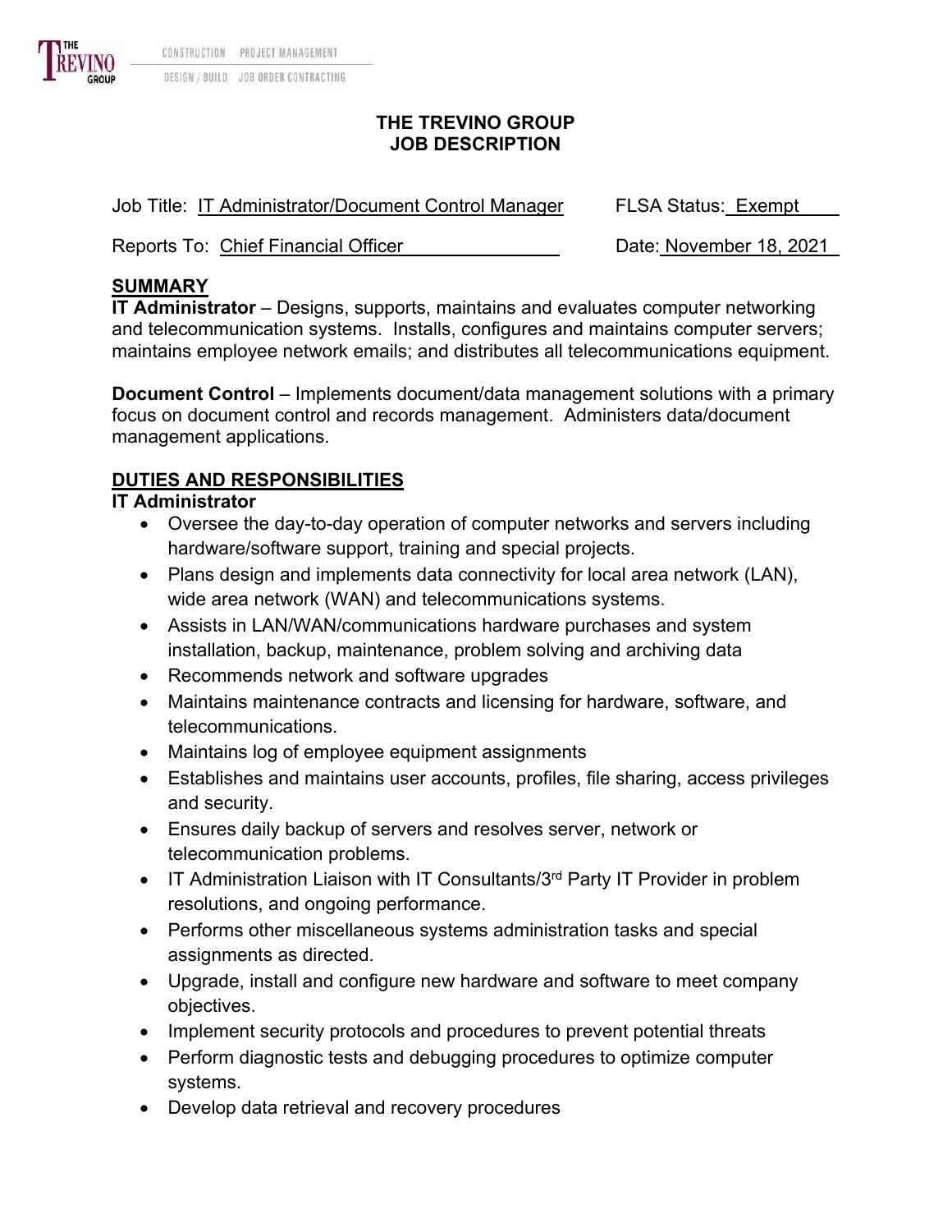# THE TREVINO GROUP
## JOB DESCRIPTION

Job Title: IT Administrator/Document Control Manager FLSA Status: Exempt

Reports To: Chief Financial Officer Date: November 18, 2021

## SUMMARY

**IT Administrator** – Designs, supports, maintains and evaluates computer networking and telecommunication systems. Installs, configures and maintains computer servers; maintains employee network emails; and distributes all telecommunications equipment.

**Document Control** – Implements document/data management solutions with a primary focus on document control and records management. Administers data/document management applications.

## DUTIES AND RESPONSIBILITIES

### IT Administrator

- Oversee the day-to-day operation of computer networks and servers including hardware/software support, training and special projects.
- Plans design and implements data connectivity for local area network (LAN), wide area network (WAN) and telecommunications systems.
- Assists in LAN/WAN/communications hardware purchases and system installation, backup, maintenance, problem solving and archiving data
- Recommends network and software upgrades
- Maintains maintenance contracts and licensing for hardware, software, and telecommunications.
- Maintains log of employee equipment assignments
- Establishes and maintains user accounts, profiles, file sharing, access privileges and security.
- Ensures daily backup of servers and resolves server, network or telecommunication problems.
- IT Administration Liaison with IT Consultants/3rd Party IT Provider in problem resolutions, and ongoing performance.
- Performs other miscellaneous systems administration tasks and special assignments as directed.
- Upgrade, install and configure new hardware and software to meet company objectives.
- Implement security protocols and procedures to prevent potential threats
- Perform diagnostic tests and debugging procedures to optimize computer systems.
- Develop data retrieval and recovery procedures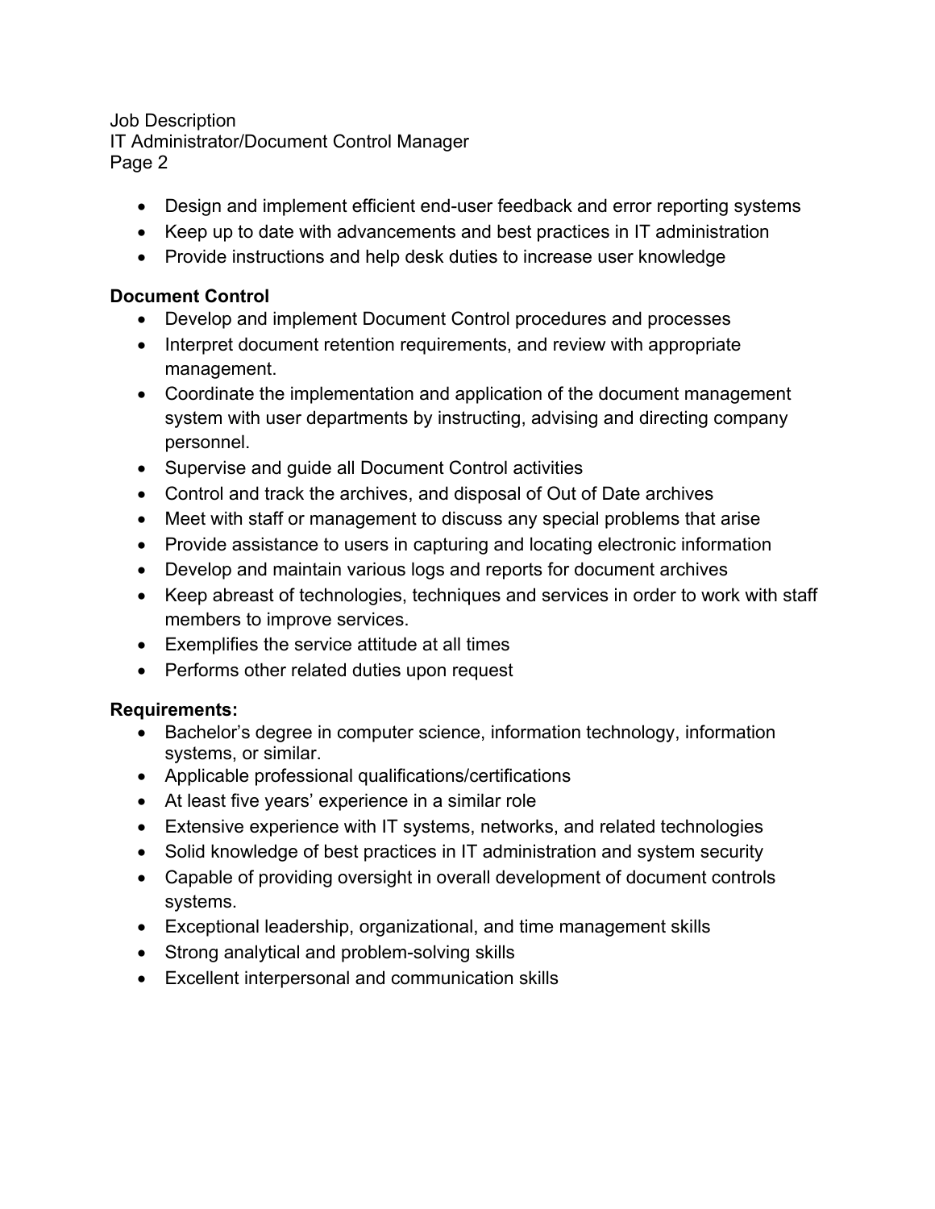- Design and implement efficient end-user feedback and error reporting systems
- Keep up to date with advancements and best practices in IT administration
- Provide instructions and help desk duties to increase user knowledge

**Document Control**

- Develop and implement Document Control procedures and processes
- Interpret document retention requirements, and review with appropriate management.
- Coordinate the implementation and application of the document management system with user departments by instructing, advising and directing company personnel.
- Supervise and guide all Document Control activities
- Control and track the archives, and disposal of Out of Date archives
- Meet with staff or management to discuss any special problems that arise
- Provide assistance to users in capturing and locating electronic information
- Develop and maintain various logs and reports for document archives
- Keep abreast of technologies, techniques and services in order to work with staff members to improve services.
- Exemplifies the service attitude at all times
- Performs other related duties upon request

**Requirements:**

- Bachelor's degree in computer science, information technology, information systems, or similar.
- Applicable professional qualifications/certifications
- At least five years' experience in a similar role
- Extensive experience with IT systems, networks, and related technologies
- Solid knowledge of best practices in IT administration and system security
- Capable of providing oversight in overall development of document controls systems.
- Exceptional leadership, organizational, and time management skills
- Strong analytical and problem-solving skills
- Excellent interpersonal and communication skills